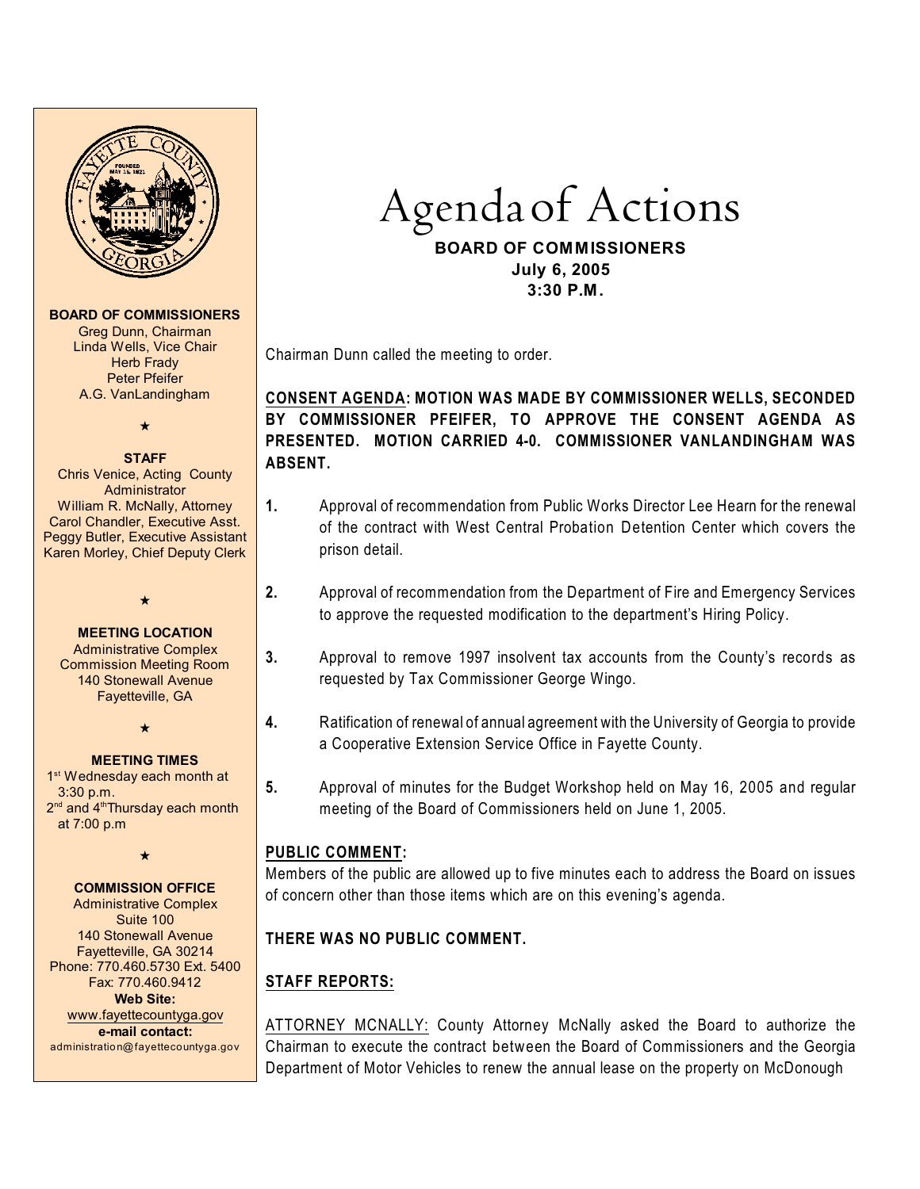# Agenda of Actions

**BOARD OF COMMISSIONERS**
**July 6, 2005**
**3:30 P.M.**

**BOARD OF COMMISSIONERS**
Greg Dunn, Chairman
Linda Wells, Vice Chair
Herb Frady
Peter Pfeifer
A.G. VanLandingham

★

**STAFF**
Chris Venice, Acting County Administrator
William R. McNally, Attorney
Carol Chandler, Executive Asst.
Peggy Butler, Executive Assistant
Karen Morley, Chief Deputy Clerk

★

**MEETING LOCATION**
Administrative Complex
Commission Meeting Room
140 Stonewall Avenue
Fayetteville, GA

★

**MEETING TIMES**
1st Wednesday each month at 3:30 p.m.
2nd and 4th Thursday each month at 7:00 p.m

★

**COMMISSION OFFICE**
Administrative Complex
Suite 100
140 Stonewall Avenue
Fayetteville, GA 30214
Phone: 770.460.5730 Ext. 5400
Fax: 770.460.9412
**Web Site:**
www.fayettecountyga.gov
**e-mail contact:**
administration@fayettecountyga.gov

Chairman Dunn called the meeting to order.

**CONSENT AGENDA: MOTION WAS MADE BY COMMISSIONER WELLS, SECONDED BY COMMISSIONER PFEIFER, TO APPROVE THE CONSENT AGENDA AS PRESENTED. MOTION CARRIED 4-0. COMMISSIONER VANLANDINGHAM WAS ABSENT.**

1. Approval of recommendation from Public Works Director Lee Hearn for the renewal of the contract with West Central Probation Detention Center which covers the prison detail.

2. Approval of recommendation from the Department of Fire and Emergency Services to approve the requested modification to the department's Hiring Policy.

3. Approval to remove 1997 insolvent tax accounts from the County's records as requested by Tax Commissioner George Wingo.

4. Ratification of renewal of annual agreement with the University of Georgia to provide a Cooperative Extension Service Office in Fayette County.

5. Approval of minutes for the Budget Workshop held on May 16, 2005 and regular meeting of the Board of Commissioners held on June 1, 2005.

**PUBLIC COMMENT:**
Members of the public are allowed up to five minutes each to address the Board on issues of concern other than those items which are on this evening's agenda.

**THERE WAS NO PUBLIC COMMENT.**

**STAFF REPORTS:**

ATTORNEY MCNALLY: County Attorney McNally asked the Board to authorize the Chairman to execute the contract between the Board of Commissioners and the Georgia Department of Motor Vehicles to renew the annual lease on the property on McDonough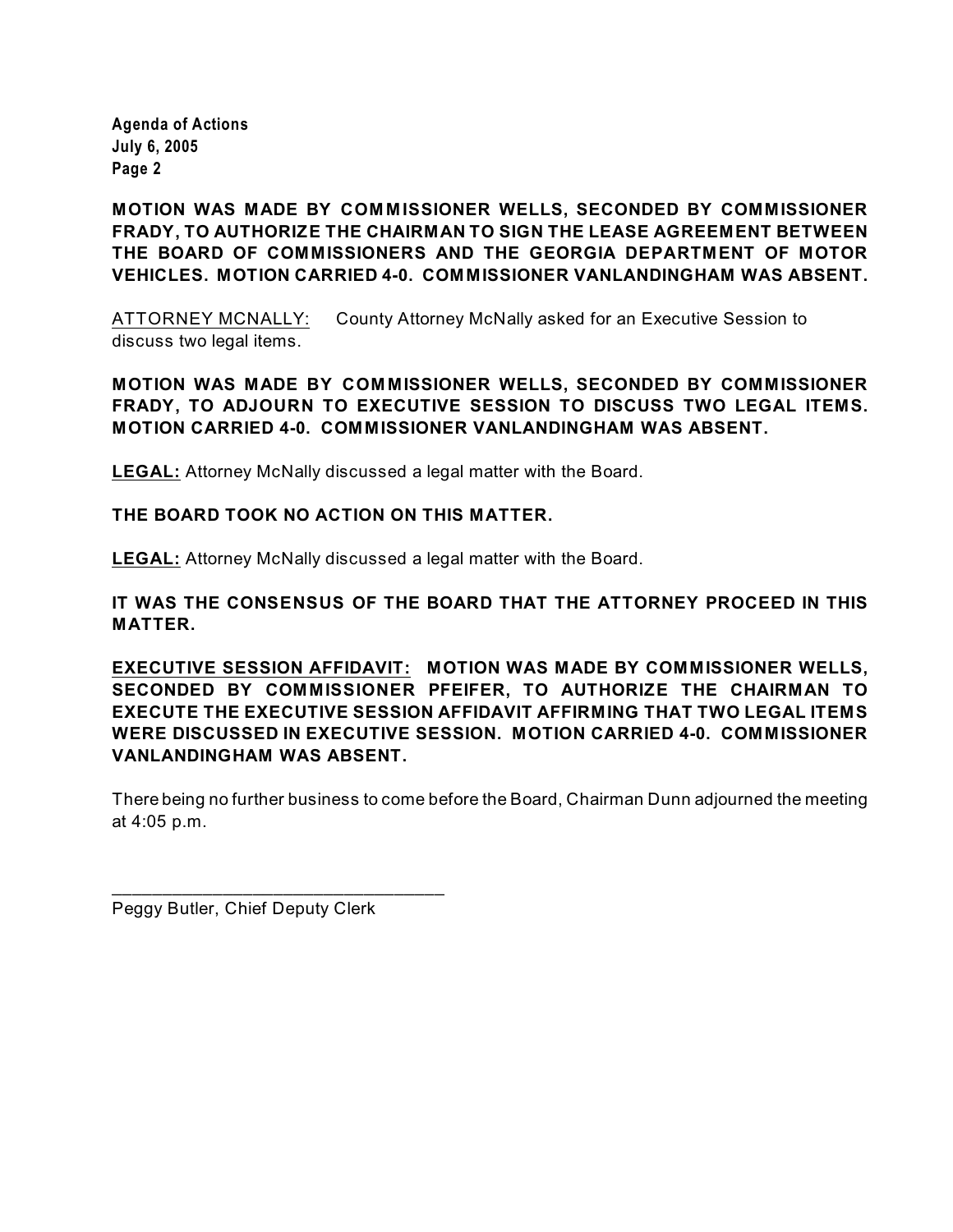**MOTION WAS MADE BY COMMISSIONER WELLS, SECONDED BY COMMISSIONER FRADY, TO AUTHORIZE THE CHAIRMAN TO SIGN THE LEASE AGREEMENT BETWEEN THE BOARD OF COMMISSIONERS AND THE GEORGIA DEPARTMENT OF MOTOR VEHICLES. MOTION CARRIED 4-0. COMMISSIONER VANLANDINGHAM WAS ABSENT.**

ATTORNEY MCNALLY: County Attorney McNally asked for an Executive Session to discuss two legal items.

**MOTION WAS MADE BY COMMISSIONER WELLS, SECONDED BY COMMISSIONER FRADY, TO ADJOURN TO EXECUTIVE SESSION TO DISCUSS TWO LEGAL ITEMS. MOTION CARRIED 4-0. COMMISSIONER VANLANDINGHAM WAS ABSENT.**

**LEGAL:** Attorney McNally discussed a legal matter with the Board.

**THE BOARD TOOK NO ACTION ON THIS MATTER.**

**LEGAL:** Attorney McNally discussed a legal matter with the Board.

**IT WAS THE CONSENSUS OF THE BOARD THAT THE ATTORNEY PROCEED IN THIS MATTER.**

**EXECUTIVE SESSION AFFIDAVIT: MOTION WAS MADE BY COMMISSIONER WELLS, SECONDED BY COMMISSIONER PFEIFER, TO AUTHORIZE THE CHAIRMAN TO EXECUTE THE EXECUTIVE SESSION AFFIDAVIT AFFIRMING THAT TWO LEGAL ITEMS WERE DISCUSSED IN EXECUTIVE SESSION. MOTION CARRIED 4-0. COMMISSIONER VANLANDINGHAM WAS ABSENT.**

There being no further business to come before the Board, Chairman Dunn adjourned the meeting at 4:05 p.m.

\_\_\_\_\_\_\_\_\_\_\_\_\_\_\_\_\_\_\_\_\_\_\_\_\_\_\_\_\_\_\_\_\_\_

Peggy Butler, Chief Deputy Clerk